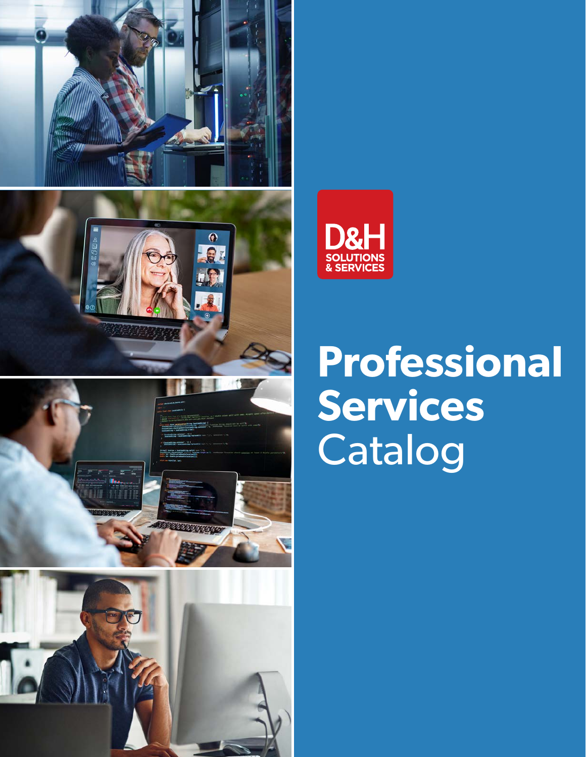D&H
SOLUTIONS & SERVICES

# Professional Services Catalog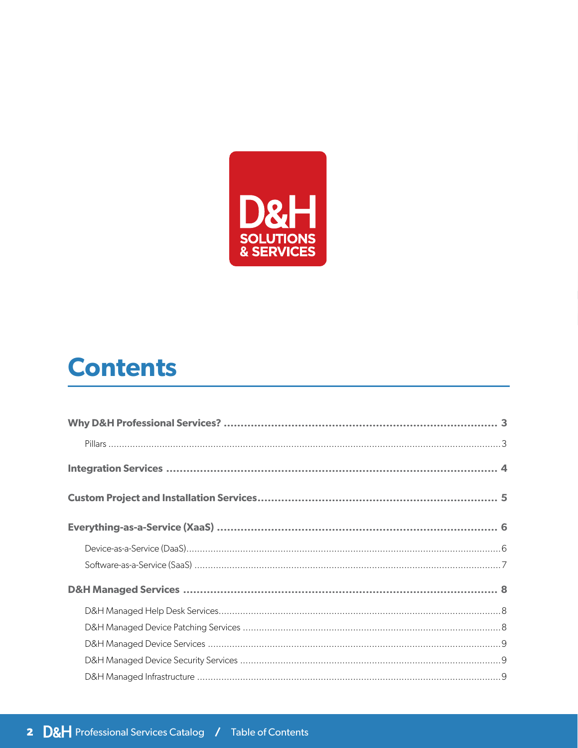# Contents

**Why D&H Professional Services?** ........ **3**

- Pillars ........ 3

**Integration Services** ........ **4**

**Custom Project and Installation Services** ........ **5**

**Everything-as-a-Service (XaaS)** ........ **6**

- Device-as-a-Service (DaaS) ........ 6
- Software-as-a-Service (SaaS) ........ 7

**D&H Managed Services** ........ **8**

- D&H Managed Help Desk Services ........ 8
- D&H Managed Device Patching Services ........ 8
- D&H Managed Device Services ........ 9
- D&H Managed Device Security Services ........ 9
- D&H Managed Infrastructure ........ 9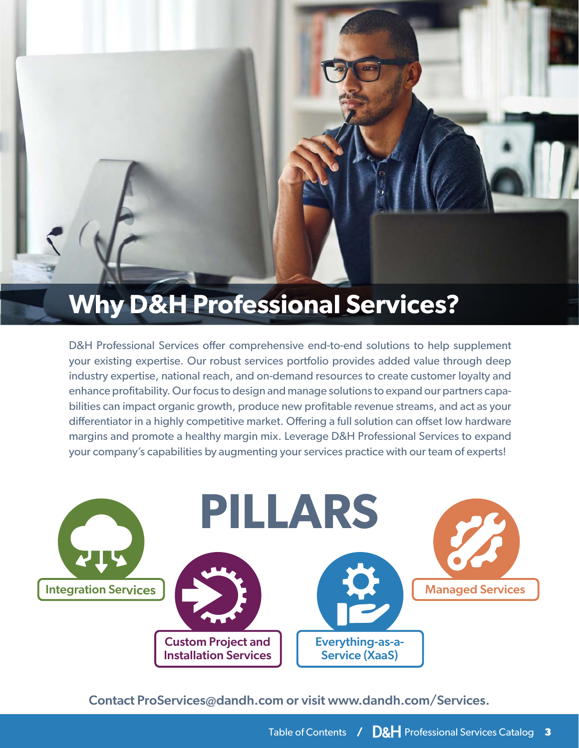# Why D&H Professional Services?

D&H Professional Services offer comprehensive end-to-end solutions to help supplement your existing expertise. Our robust services portfolio provides added value through deep industry expertise, national reach, and on-demand resources to create customer loyalty and enhance profitability. Our focus to design and manage solutions to expand our partners capabilities can impact organic growth, produce new profitable revenue streams, and act as your differentiator in a highly competitive market. Offering a full solution can offset low hardware margins and promote a healthy margin mix. Leverage D&H Professional Services to expand your company's capabilities by augmenting your services practice with our team of experts!

## PILLARS

- Integration Services
- Custom Project and Installation Services
- Everything-as-a-Service (XaaS)
- Managed Services

**Contact ProServices@dandh.com or visit www.dandh.com/Services.**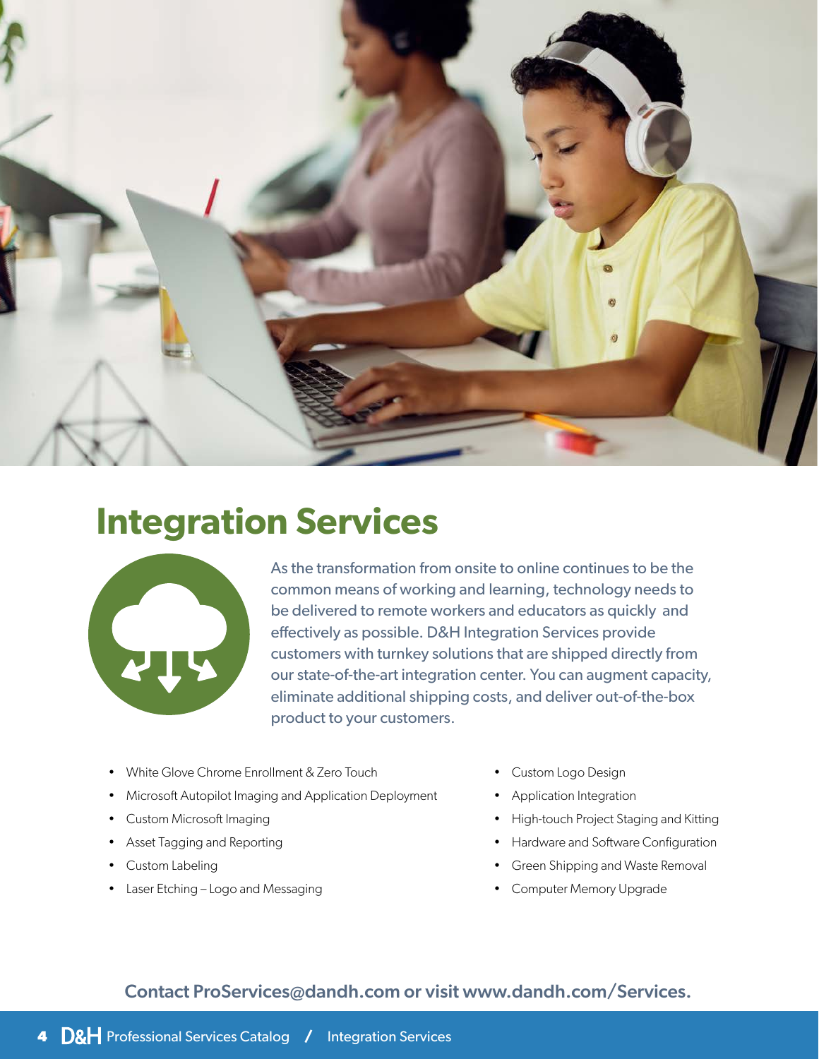# Integration Services

As the transformation from onsite to online continues to be the common means of working and learning, technology needs to be delivered to remote workers and educators as quickly and effectively as possible. D&H Integration Services provide customers with turnkey solutions that are shipped directly from our state-of-the-art integration center. You can augment capacity, eliminate additional shipping costs, and deliver out-of-the-box product to your customers.

- White Glove Chrome Enrollment & Zero Touch
- Microsoft Autopilot Imaging and Application Deployment
- Custom Microsoft Imaging
- Asset Tagging and Reporting
- Custom Labeling
- Laser Etching – Logo and Messaging
- Custom Logo Design
- Application Integration
- High-touch Project Staging and Kitting
- Hardware and Software Configuration
- Green Shipping and Waste Removal
- Computer Memory Upgrade

**Contact ProServices@dandh.com or visit www.dandh.com/Services.**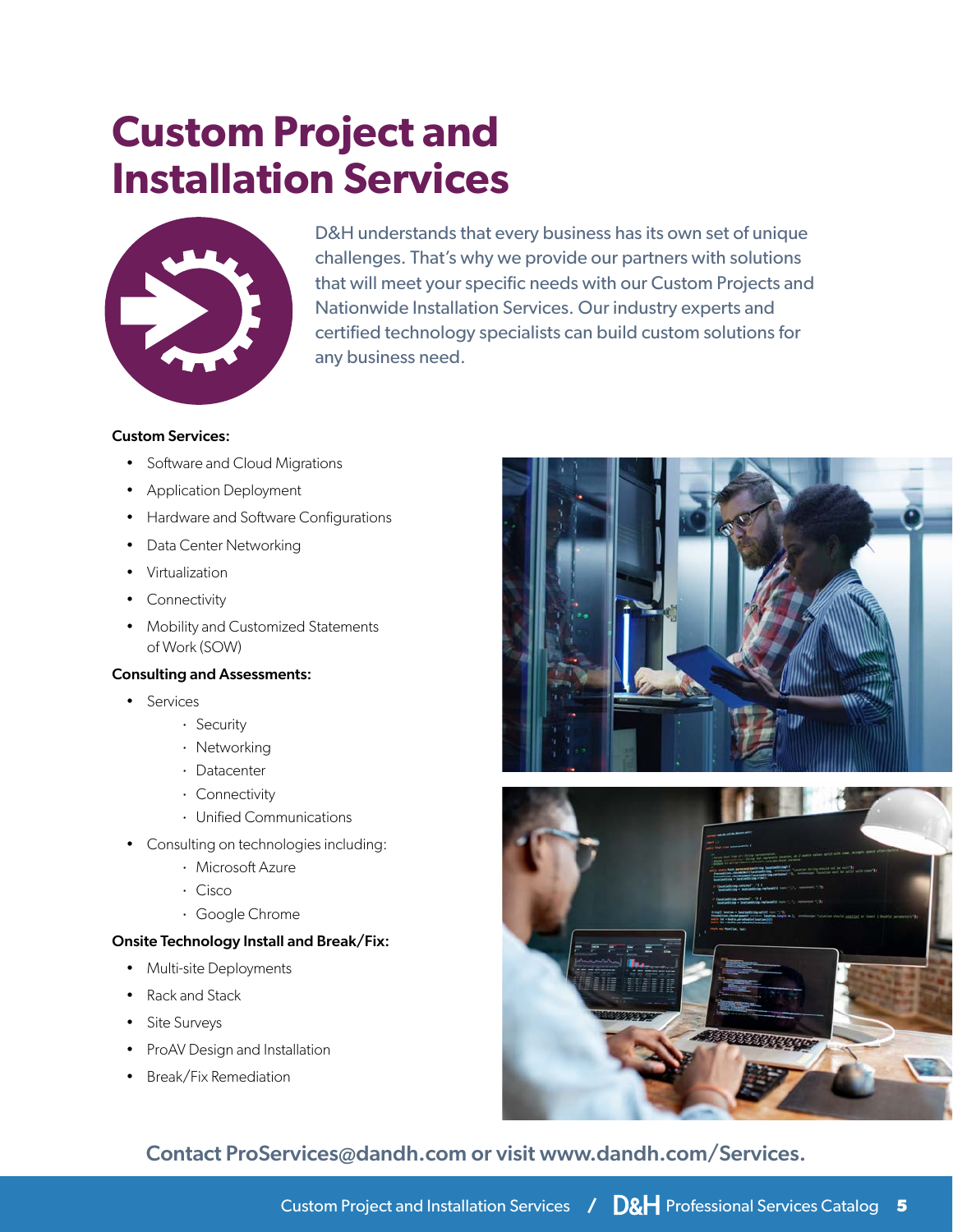# Custom Project and Installation Services

D&H understands that every business has its own set of unique challenges. That's why we provide our partners with solutions that will meet your specific needs with our Custom Projects and Nationwide Installation Services. Our industry experts and certified technology specialists can build custom solutions for any business need.

**Custom Services:**

- Software and Cloud Migrations
- Application Deployment
- Hardware and Software Configurations
- Data Center Networking
- Virtualization
- Connectivity
- Mobility and Customized Statements of Work (SOW)

**Consulting and Assessments:**

- Services
  - Security
  - Networking
  - Datacenter
  - Connectivity
  - Unified Communications
- Consulting on technologies including:
  - Microsoft Azure
  - Cisco
  - Google Chrome

**Onsite Technology Install and Break/Fix:**

- Multi-site Deployments
- Rack and Stack
- Site Surveys
- ProAV Design and Installation
- Break/Fix Remediation

**Contact ProServices@dandh.com or visit www.dandh.com/Services.**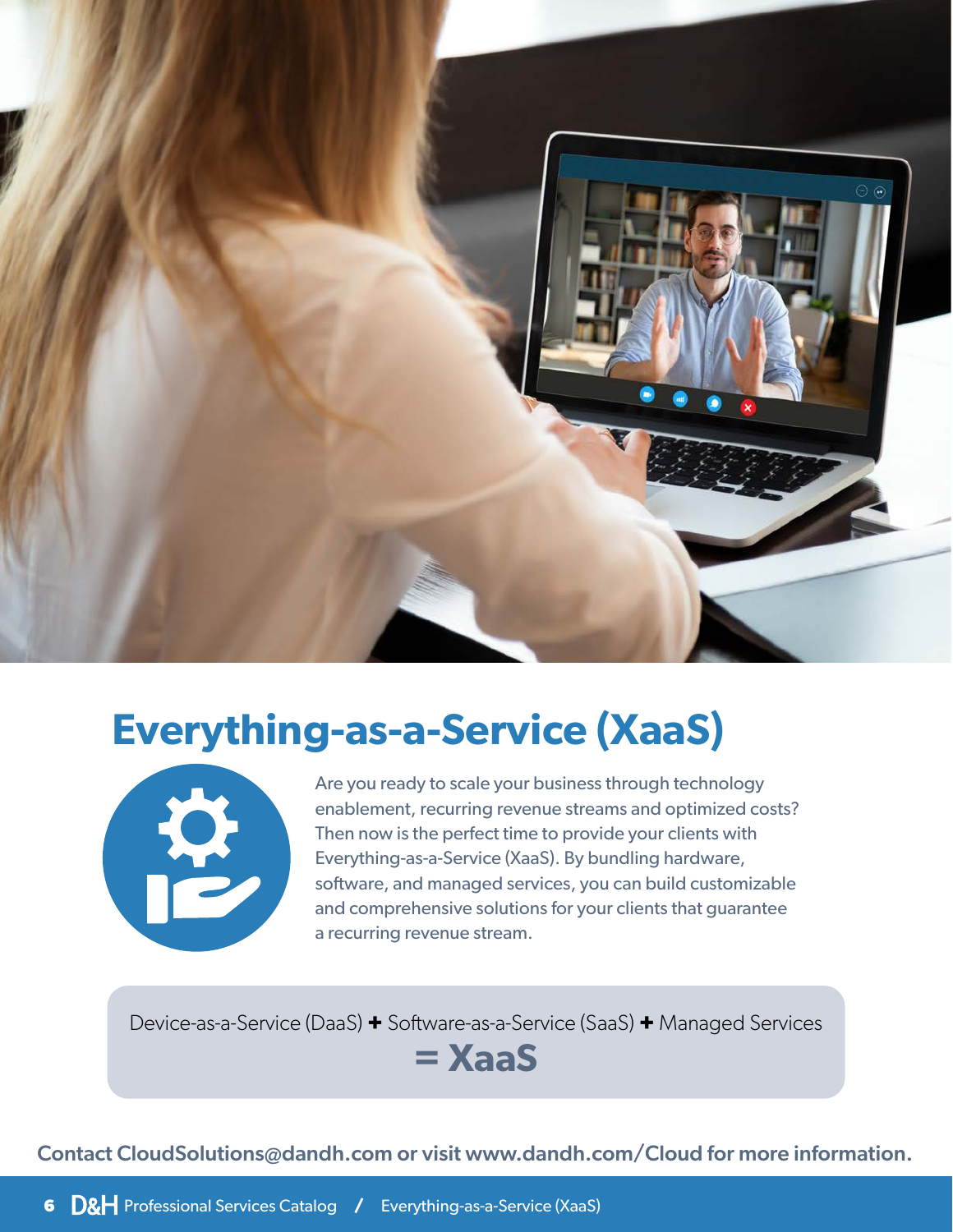# Everything-as-a-Service (XaaS)

Are you ready to scale your business through technology enablement, recurring revenue streams and optimized costs? Then now is the perfect time to provide your clients with Everything-as-a-Service (XaaS). By bundling hardware, software, and managed services, you can build customizable and comprehensive solutions for your clients that guarantee a recurring revenue stream.

Device-as-a-Service (DaaS) **+** Software-as-a-Service (SaaS) **+** Managed Services

**= XaaS**

**Contact CloudSolutions@dandh.com or visit www.dandh.com/Cloud for more information.**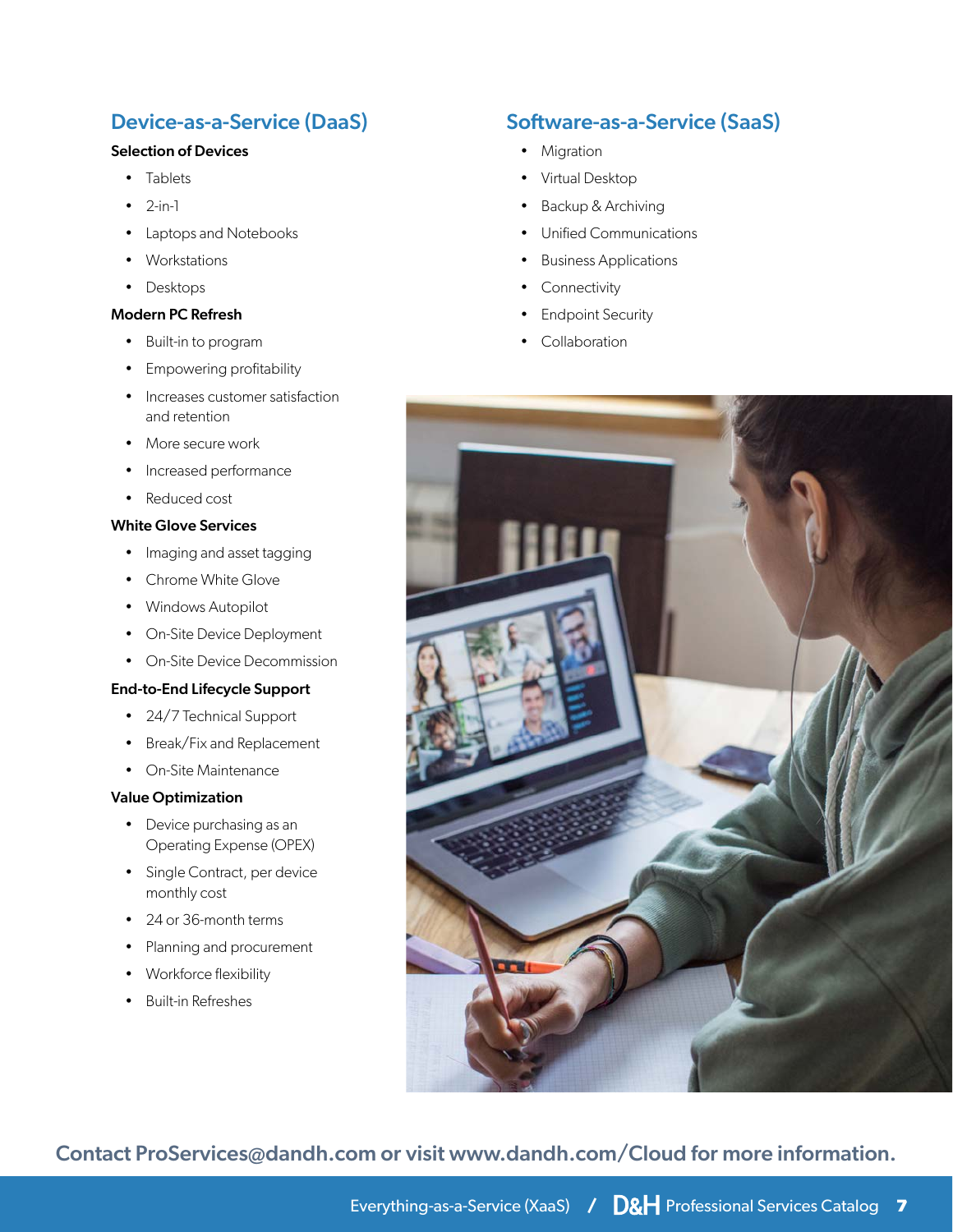## Device-as-a-Service (DaaS)

**Selection of Devices**

- Tablets
- 2-in-1
- Laptops and Notebooks
- Workstations
- Desktops

**Modern PC Refresh**

- Built-in to program
- Empowering profitability
- Increases customer satisfaction and retention
- More secure work
- Increased performance
- Reduced cost

**White Glove Services**

- Imaging and asset tagging
- Chrome White Glove
- Windows Autopilot
- On-Site Device Deployment
- On-Site Device Decommission

**End-to-End Lifecycle Support**

- 24/7 Technical Support
- Break/Fix and Replacement
- On-Site Maintenance

**Value Optimization**

- Device purchasing as an Operating Expense (OPEX)
- Single Contract, per device monthly cost
- 24 or 36-month terms
- Planning and procurement
- Workforce flexibility
- Built-in Refreshes

## Software-as-a-Service (SaaS)

- Migration
- Virtual Desktop
- Backup & Archiving
- Unified Communications
- Business Applications
- Connectivity
- Endpoint Security
- Collaboration

**Contact ProServices@dandh.com or visit www.dandh.com/Cloud for more information.**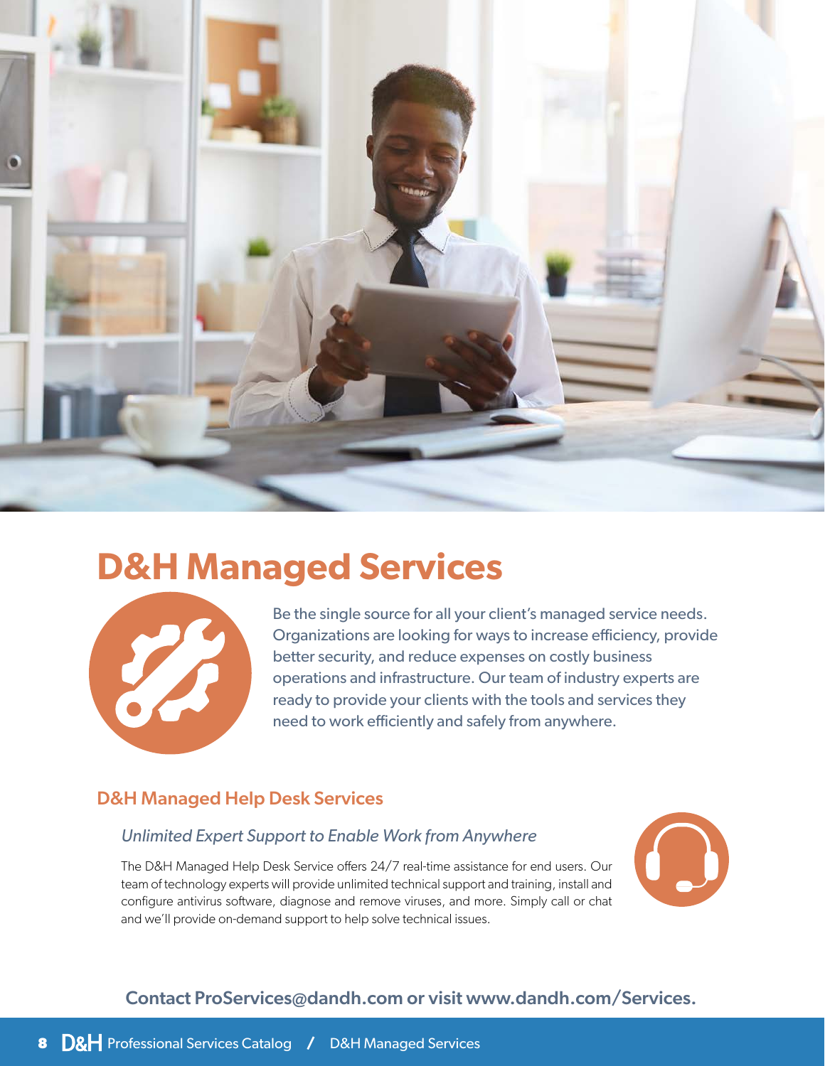# D&H Managed Services

Be the single source for all your client's managed service needs. Organizations are looking for ways to increase efficiency, provide better security, and reduce expenses on costly business operations and infrastructure. Our team of industry experts are ready to provide your clients with the tools and services they need to work efficiently and safely from anywhere.

## D&H Managed Help Desk Services

*Unlimited Expert Support to Enable Work from Anywhere*

The D&H Managed Help Desk Service offers 24/7 real-time assistance for end users. Our team of technology experts will provide unlimited technical support and training, install and configure antivirus software, diagnose and remove viruses, and more. Simply call or chat and we'll provide on-demand support to help solve technical issues.

**Contact ProServices@dandh.com or visit www.dandh.com/Services.**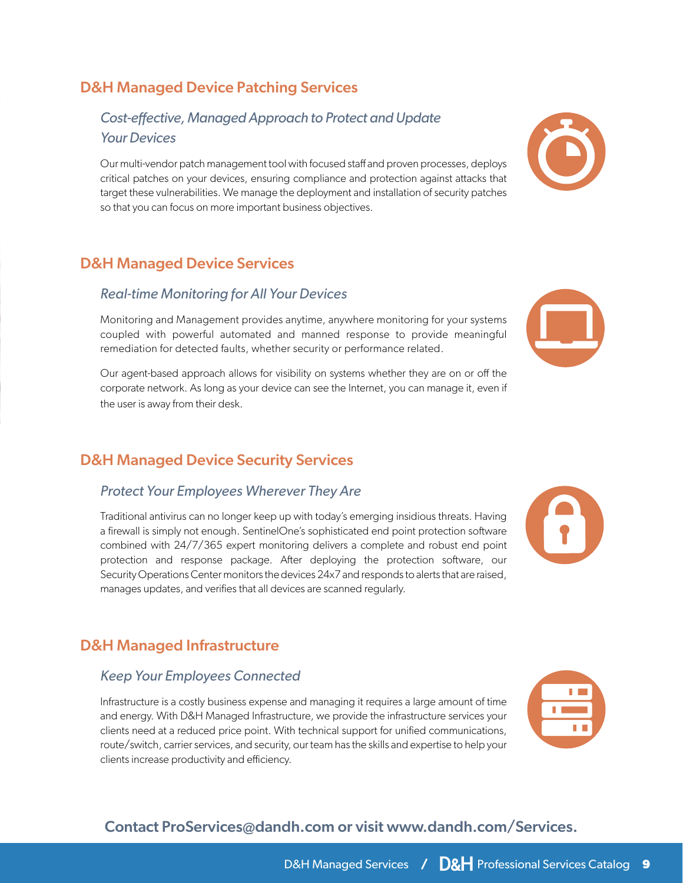## D&H Managed Device Patching Services

### *Cost-effective, Managed Approach to Protect and Update Your Devices*

Our multi-vendor patch management tool with focused staff and proven processes, deploys critical patches on your devices, ensuring compliance and protection against attacks that target these vulnerabilities. We manage the deployment and installation of security patches so that you can focus on more important business objectives.

## D&H Managed Device Services

### *Real-time Monitoring for All Your Devices*

Monitoring and Management provides anytime, anywhere monitoring for your systems coupled with powerful automated and manned response to provide meaningful remediation for detected faults, whether security or performance related.

Our agent-based approach allows for visibility on systems whether they are on or off the corporate network. As long as your device can see the Internet, you can manage it, even if the user is away from their desk.

## D&H Managed Device Security Services

### *Protect Your Employees Wherever They Are*

Traditional antivirus can no longer keep up with today's emerging insidious threats. Having a firewall is simply not enough. SentinelOne's sophisticated end point protection software combined with 24/7/365 expert monitoring delivers a complete and robust end point protection and response package. After deploying the protection software, our Security Operations Center monitors the devices 24x7 and responds to alerts that are raised, manages updates, and verifies that all devices are scanned regularly.

## D&H Managed Infrastructure

### *Keep Your Employees Connected*

Infrastructure is a costly business expense and managing it requires a large amount of time and energy. With D&H Managed Infrastructure, we provide the infrastructure services your clients need at a reduced price point. With technical support for unified communications, route/switch, carrier services, and security, our team has the skills and expertise to help your clients increase productivity and efficiency.

**Contact ProServices@dandh.com or visit www.dandh.com/Services.**